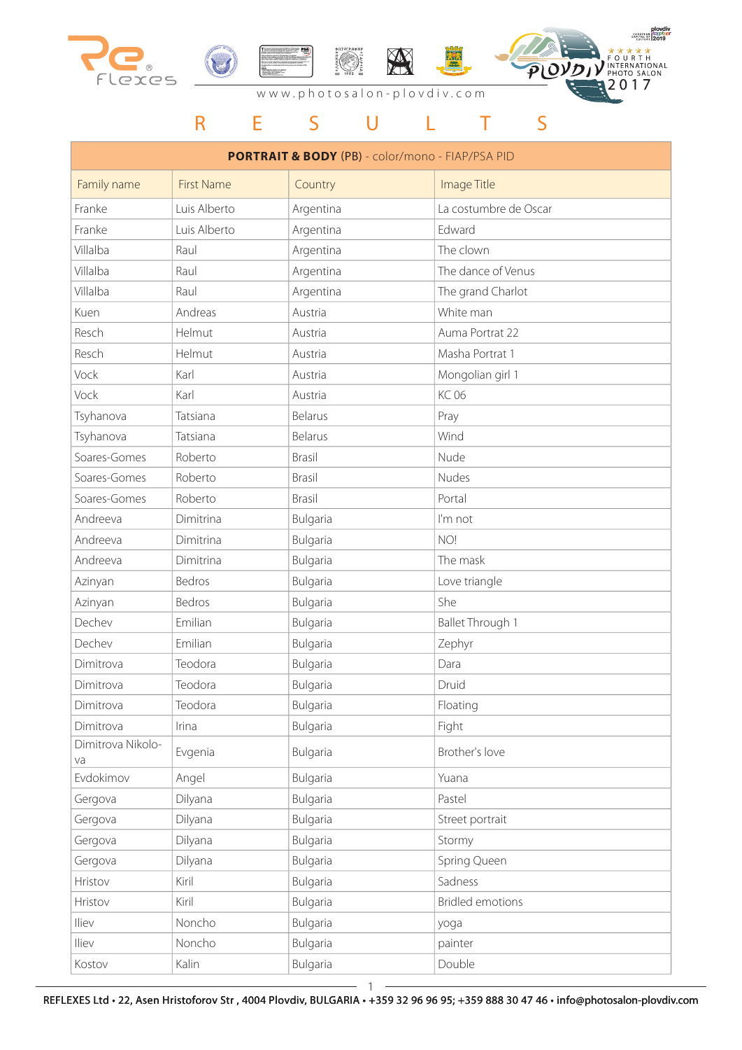www.photosalon-plovdiv.com

# R E S U L T S

| **PORTRAIT & BODY** (PB) - color/mono - FIAP/PSA PID | | | |
|---|---|---|---|
| Family name | First Name | Country | Image Title |
| Franke | Luis Alberto | Argentina | La costumbre de Oscar |
| Franke | Luis Alberto | Argentina | Edward |
| Villalba | Raul | Argentina | The clown |
| Villalba | Raul | Argentina | The dance of Venus |
| Villalba | Raul | Argentina | The grand Charlot |
| Kuen | Andreas | Austria | White man |
| Resch | Helmut | Austria | Auma Portrat 22 |
| Resch | Helmut | Austria | Masha Portrat 1 |
| Vock | Karl | Austria | Mongolian girl 1 |
| Vock | Karl | Austria | KC 06 |
| Tsyhanova | Tatsiana | Belarus | Pray |
| Tsyhanova | Tatsiana | Belarus | Wind |
| Soares-Gomes | Roberto | Brasil | Nude |
| Soares-Gomes | Roberto | Brasil | Nudes |
| Soares-Gomes | Roberto | Brasil | Portal |
| Andreeva | Dimitrina | Bulgaria | I'm not |
| Andreeva | Dimitrina | Bulgaria | NO! |
| Andreeva | Dimitrina | Bulgaria | The mask |
| Azinyan | Bedros | Bulgaria | Love triangle |
| Azinyan | Bedros | Bulgaria | She |
| Dechev | Emilian | Bulgaria | Ballet Through 1 |
| Dechev | Emilian | Bulgaria | Zephyr |
| Dimitrova | Teodora | Bulgaria | Dara |
| Dimitrova | Teodora | Bulgaria | Druid |
| Dimitrova | Teodora | Bulgaria | Floating |
| Dimitrova | Irina | Bulgaria | Fight |
| Dimitrova Nikolova | Evgenia | Bulgaria | Brother's love |
| Evdokimov | Angel | Bulgaria | Yuana |
| Gergova | Dilyana | Bulgaria | Pastel |
| Gergova | Dilyana | Bulgaria | Street portrait |
| Gergova | Dilyana | Bulgaria | Stormy |
| Gergova | Dilyana | Bulgaria | Spring Queen |
| Hristov | Kiril | Bulgaria | Sadness |
| Hristov | Kiril | Bulgaria | Bridled emotions |
| Iliev | Noncho | Bulgaria | yoga |
| Iliev | Noncho | Bulgaria | painter |
| Kostov | Kalin | Bulgaria | Double |

REFLEXES Ltd • 22, Asen Hristoforov Str , 4004 Plovdiv, BULGARIA • +359 32 96 96 95; +359 888 30 47 46 • info@photosalon-plovdiv.com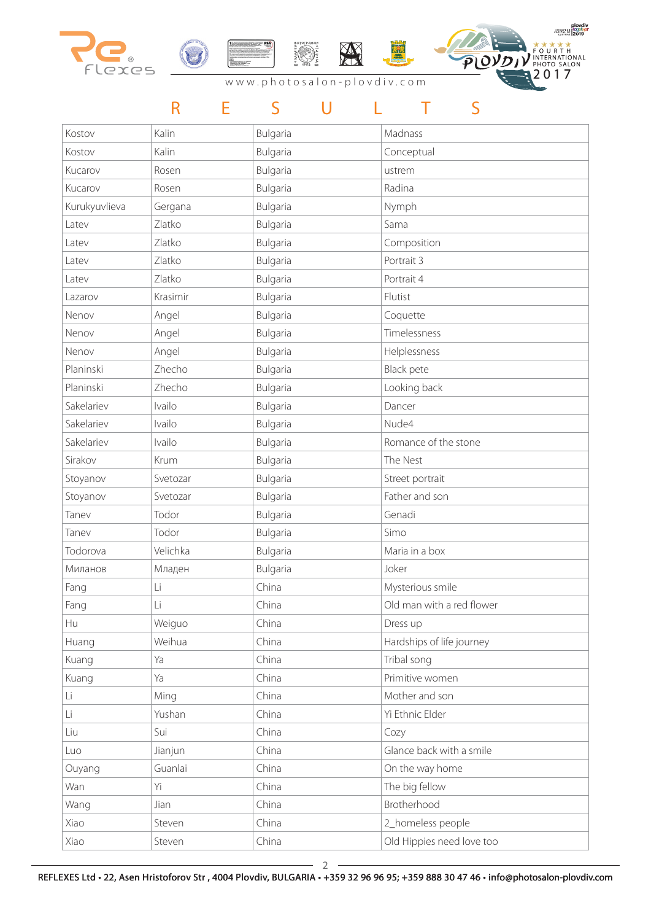# R E S U L T S

| | | | |
|---|---|---|---|
| Kostov | Kalin | Bulgaria | Madnass |
| Kostov | Kalin | Bulgaria | Conceptual |
| Kucarov | Rosen | Bulgaria | ustrem |
| Kucarov | Rosen | Bulgaria | Radina |
| Kurukyuvlieva | Gergana | Bulgaria | Nymph |
| Latev | Zlatko | Bulgaria | Sama |
| Latev | Zlatko | Bulgaria | Composition |
| Latev | Zlatko | Bulgaria | Portrait 3 |
| Latev | Zlatko | Bulgaria | Portrait 4 |
| Lazarov | Krasimir | Bulgaria | Flutist |
| Nenov | Angel | Bulgaria | Coquette |
| Nenov | Angel | Bulgaria | Timelessness |
| Nenov | Angel | Bulgaria | Helplessness |
| Planinski | Zhecho | Bulgaria | Black pete |
| Planinski | Zhecho | Bulgaria | Looking back |
| Sakelariev | Ivailo | Bulgaria | Dancer |
| Sakelariev | Ivailo | Bulgaria | Nude4 |
| Sakelariev | Ivailo | Bulgaria | Romance of the stone |
| Sirakov | Krum | Bulgaria | The Nest |
| Stoyanov | Svetozar | Bulgaria | Street portrait |
| Stoyanov | Svetozar | Bulgaria | Father and son |
| Tanev | Todor | Bulgaria | Genadi |
| Tanev | Todor | Bulgaria | Simo |
| Todorova | Velichka | Bulgaria | Maria in a box |
| Миланов | Младен | Bulgaria | Joker |
| Fang | Li | China | Mysterious smile |
| Fang | Li | China | Old man with a red flower |
| Hu | Weiguo | China | Dress up |
| Huang | Weihua | China | Hardships of life journey |
| Kuang | Ya | China | Tribal song |
| Kuang | Ya | China | Primitive women |
| Li | Ming | China | Mother and son |
| Li | Yushan | China | Yi Ethnic Elder |
| Liu | Sui | China | Cozy |
| Luo | Jianjun | China | Glance back with a smile |
| Ouyang | Guanlai | China | On the way home |
| Wan | Yi | China | The big fellow |
| Wang | Jian | China | Brotherhood |
| Xiao | Steven | China | 2_homeless people |
| Xiao | Steven | China | Old Hippies need love too |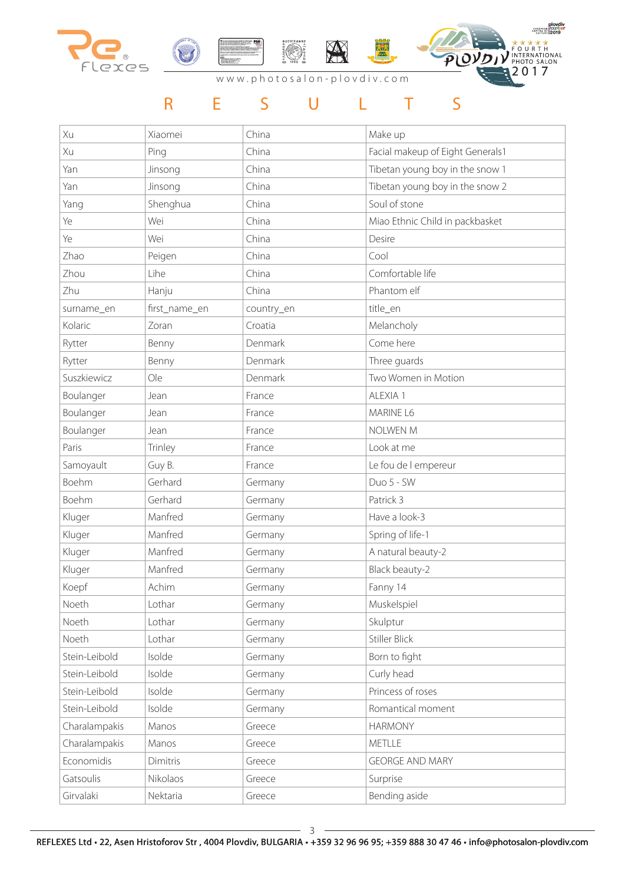# R E S U L T S

| Xu | Xiaomei | China | Make up |
|---|---|---|---|
| Xu | Ping | China | Facial makeup of Eight Generals1 |
| Yan | Jinsong | China | Tibetan young boy in the snow 1 |
| Yan | Jinsong | China | Tibetan young boy in the snow 2 |
| Yang | Shenghua | China | Soul of stone |
| Ye | Wei | China | Miao Ethnic Child in packbasket |
| Ye | Wei | China | Desire |
| Zhao | Peigen | China | Cool |
| Zhou | Lihe | China | Comfortable life |
| Zhu | Hanju | China | Phantom elf |
| surname_en | first_name_en | country_en | title_en |
| Kolaric | Zoran | Croatia | Melancholy |
| Rytter | Benny | Denmark | Come here |
| Rytter | Benny | Denmark | Three guards |
| Suszkiewicz | Ole | Denmark | Two Women in Motion |
| Boulanger | Jean | France | ALEXIA 1 |
| Boulanger | Jean | France | MARINE L6 |
| Boulanger | Jean | France | NOLWEN M |
| Paris | Trinley | France | Look at me |
| Samoyault | Guy B. | France | Le fou de l empereur |
| Boehm | Gerhard | Germany | Duo 5 - SW |
| Boehm | Gerhard | Germany | Patrick 3 |
| Kluger | Manfred | Germany | Have a look-3 |
| Kluger | Manfred | Germany | Spring of life-1 |
| Kluger | Manfred | Germany | A natural beauty-2 |
| Kluger | Manfred | Germany | Black beauty-2 |
| Koepf | Achim | Germany | Fanny 14 |
| Noeth | Lothar | Germany | Muskelspiel |
| Noeth | Lothar | Germany | Skulptur |
| Noeth | Lothar | Germany | Stiller Blick |
| Stein-Leibold | Isolde | Germany | Born to fight |
| Stein-Leibold | Isolde | Germany | Curly head |
| Stein-Leibold | Isolde | Germany | Princess of roses |
| Stein-Leibold | Isolde | Germany | Romantical moment |
| Charalampakis | Manos | Greece | HARMONY |
| Charalampakis | Manos | Greece | METLLE |
| Economidis | Dimitris | Greece | GEORGE AND MARY |
| Gatsoulis | Nikolaos | Greece | Surprise |
| Girvalaki | Nektaria | Greece | Bending aside |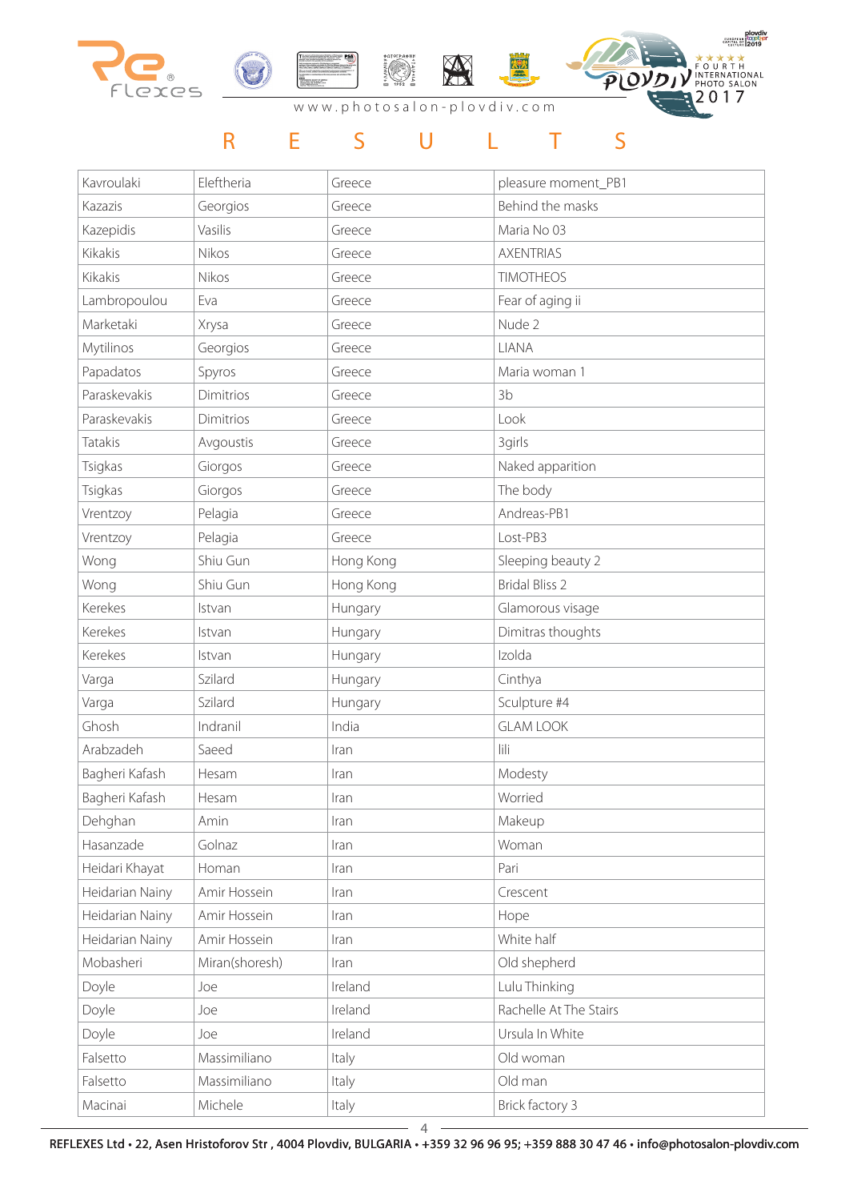# R E S U L T S

| | | | |
|---|---|---|---|
| Kavroulaki | Eleftheria | Greece | pleasure moment_PB1 |
| Kazazis | Georgios | Greece | Behind the masks |
| Kazepidis | Vasilis | Greece | Maria No 03 |
| Kikakis | Nikos | Greece | AXENTRIAS |
| Kikakis | Nikos | Greece | TIMOTHEOS |
| Lambropoulou | Eva | Greece | Fear of aging ii |
| Marketaki | Xrysa | Greece | Nude 2 |
| Mytilinos | Georgios | Greece | LIANA |
| Papadatos | Spyros | Greece | Maria woman 1 |
| Paraskevakis | Dimitrios | Greece | 3b |
| Paraskevakis | Dimitrios | Greece | Look |
| Tatakis | Avgoustis | Greece | 3girls |
| Tsigkas | Giorgos | Greece | Naked apparition |
| Tsigkas | Giorgos | Greece | The body |
| Vrentzoy | Pelagia | Greece | Andreas-PB1 |
| Vrentzoy | Pelagia | Greece | Lost-PB3 |
| Wong | Shiu Gun | Hong Kong | Sleeping beauty 2 |
| Wong | Shiu Gun | Hong Kong | Bridal Bliss 2 |
| Kerekes | Istvan | Hungary | Glamorous visage |
| Kerekes | Istvan | Hungary | Dimitras thoughts |
| Kerekes | Istvan | Hungary | Izolda |
| Varga | Szilard | Hungary | Cinthya |
| Varga | Szilard | Hungary | Sculpture #4 |
| Ghosh | Indranil | India | GLAM LOOK |
| Arabzadeh | Saeed | Iran | lili |
| Bagheri Kafash | Hesam | Iran | Modesty |
| Bagheri Kafash | Hesam | Iran | Worried |
| Dehghan | Amin | Iran | Makeup |
| Hasanzade | Golnaz | Iran | Woman |
| Heidari Khayat | Homan | Iran | Pari |
| Heidarian Nainy | Amir Hossein | Iran | Crescent |
| Heidarian Nainy | Amir Hossein | Iran | Hope |
| Heidarian Nainy | Amir Hossein | Iran | White half |
| Mobasheri | Miran(shoresh) | Iran | Old shepherd |
| Doyle | Joe | Ireland | Lulu Thinking |
| Doyle | Joe | Ireland | Rachelle At The Stairs |
| Doyle | Joe | Ireland | Ursula In White |
| Falsetto | Massimiliano | Italy | Old woman |
| Falsetto | Massimiliano | Italy | Old man |
| Macinai | Michele | Italy | Brick factory 3 |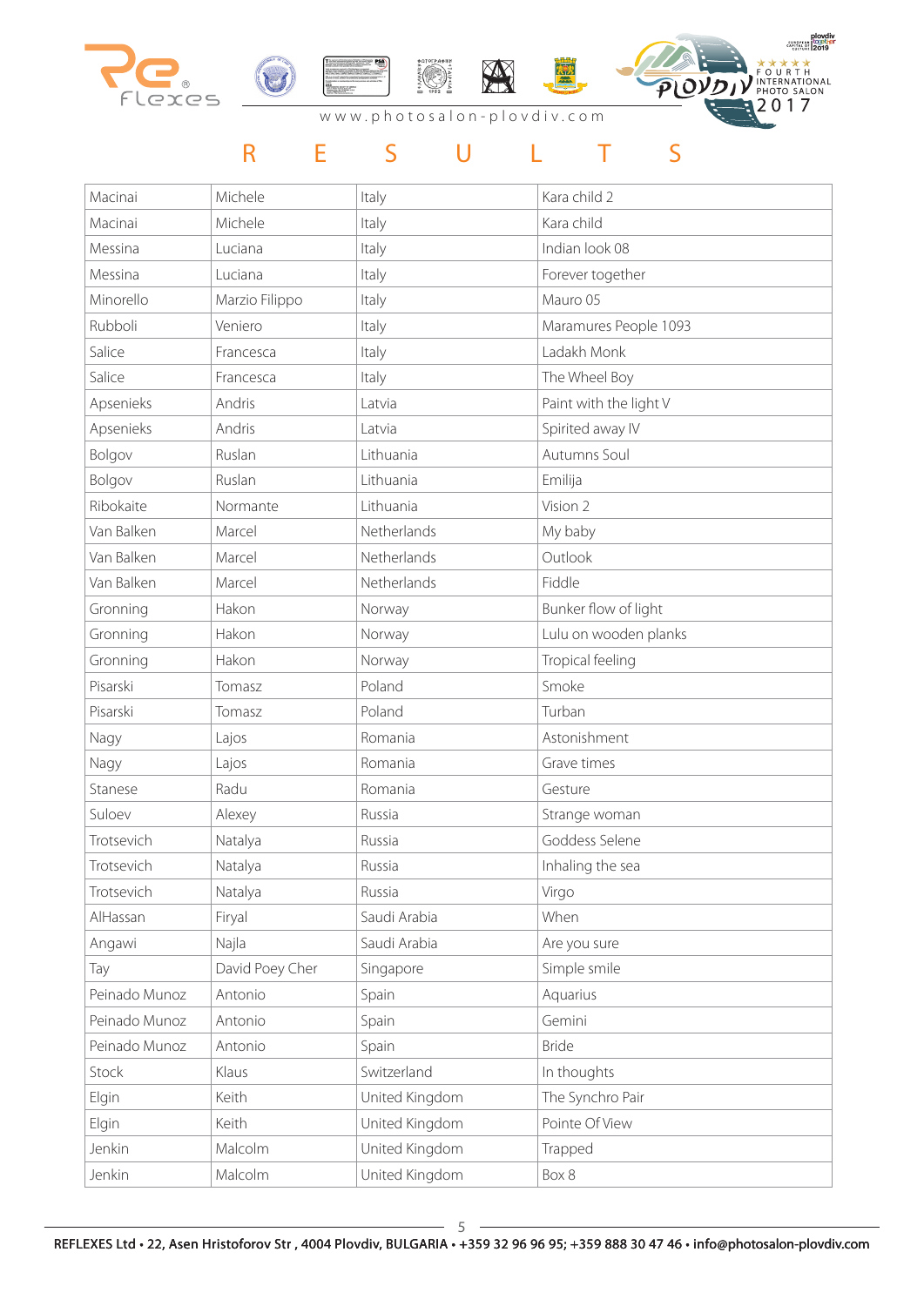# R E S U L T S

| | | | |
|---|---|---|---|
| Macinai | Michele | Italy | Kara child 2 |
| Macinai | Michele | Italy | Kara child |
| Messina | Luciana | Italy | Indian look 08 |
| Messina | Luciana | Italy | Forever together |
| Minorello | Marzio Filippo | Italy | Mauro 05 |
| Rubboli | Veniero | Italy | Maramures People 1093 |
| Salice | Francesca | Italy | Ladakh Monk |
| Salice | Francesca | Italy | The Wheel Boy |
| Apsenieks | Andris | Latvia | Paint with the light V |
| Apsenieks | Andris | Latvia | Spirited away IV |
| Bolgov | Ruslan | Lithuania | Autumns Soul |
| Bolgov | Ruslan | Lithuania | Emilija |
| Ribokaite | Normante | Lithuania | Vision 2 |
| Van Balken | Marcel | Netherlands | My baby |
| Van Balken | Marcel | Netherlands | Outlook |
| Van Balken | Marcel | Netherlands | Fiddle |
| Gronning | Hakon | Norway | Bunker flow of light |
| Gronning | Hakon | Norway | Lulu on wooden planks |
| Gronning | Hakon | Norway | Tropical feeling |
| Pisarski | Tomasz | Poland | Smoke |
| Pisarski | Tomasz | Poland | Turban |
| Nagy | Lajos | Romania | Astonishment |
| Nagy | Lajos | Romania | Grave times |
| Stanese | Radu | Romania | Gesture |
| Suloev | Alexey | Russia | Strange woman |
| Trotsevich | Natalya | Russia | Goddess Selene |
| Trotsevich | Natalya | Russia | Inhaling the sea |
| Trotsevich | Natalya | Russia | Virgo |
| AlHassan | Firyal | Saudi Arabia | When |
| Angawi | Najla | Saudi Arabia | Are you sure |
| Tay | David Poey Cher | Singapore | Simple smile |
| Peinado Munoz | Antonio | Spain | Aquarius |
| Peinado Munoz | Antonio | Spain | Gemini |
| Peinado Munoz | Antonio | Spain | Bride |
| Stock | Klaus | Switzerland | In thoughts |
| Elgin | Keith | United Kingdom | The Synchro Pair |
| Elgin | Keith | United Kingdom | Pointe Of View |
| Jenkin | Malcolm | United Kingdom | Trapped |
| Jenkin | Malcolm | United Kingdom | Box 8 |